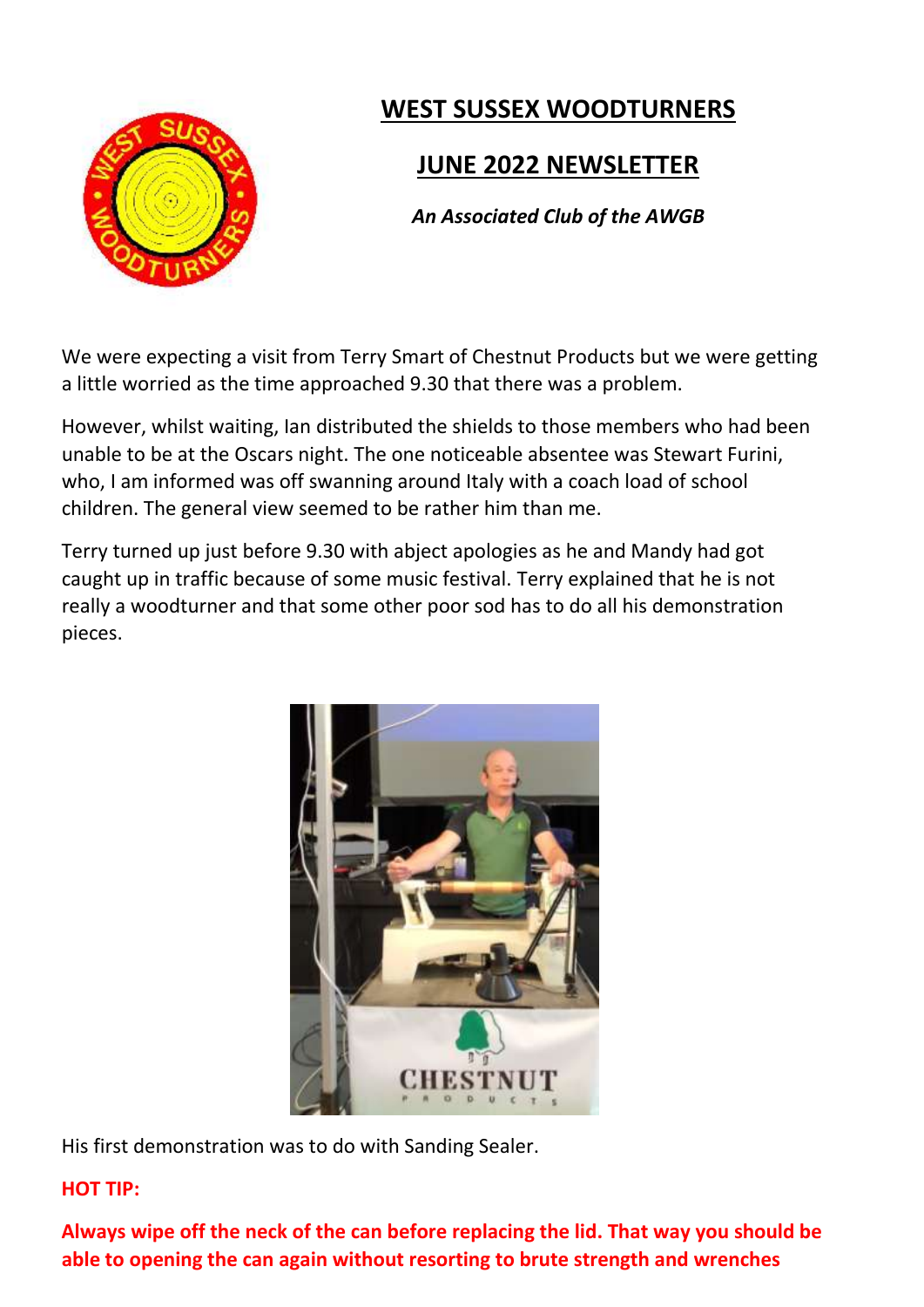# WEST SUSSEX WOODTURNERS

## JUNE 2022 NEWSLETTER

***An Associated Club of the AWGB***

We were expecting a visit from Terry Smart of Chestnut Products but we were getting a little worried as the time approached 9.30 that there was a problem.

However, whilst waiting, Ian distributed the shields to those members who had been unable to be at the Oscars night. The one noticeable absentee was Stewart Furini, who, I am informed was off swanning around Italy with a coach load of school children. The general view seemed to be rather him than me.

Terry turned up just before 9.30 with abject apologies as he and Mandy had got caught up in traffic because of some music festival. Terry explained that he is not really a woodturner and that some other poor sod has to do all his demonstration pieces.

His first demonstration was to do with Sanding Sealer.

**HOT TIP:**

**Always wipe off the neck of the can before replacing the lid. That way you should be able to opening the can again without resorting to brute strength and wrenches**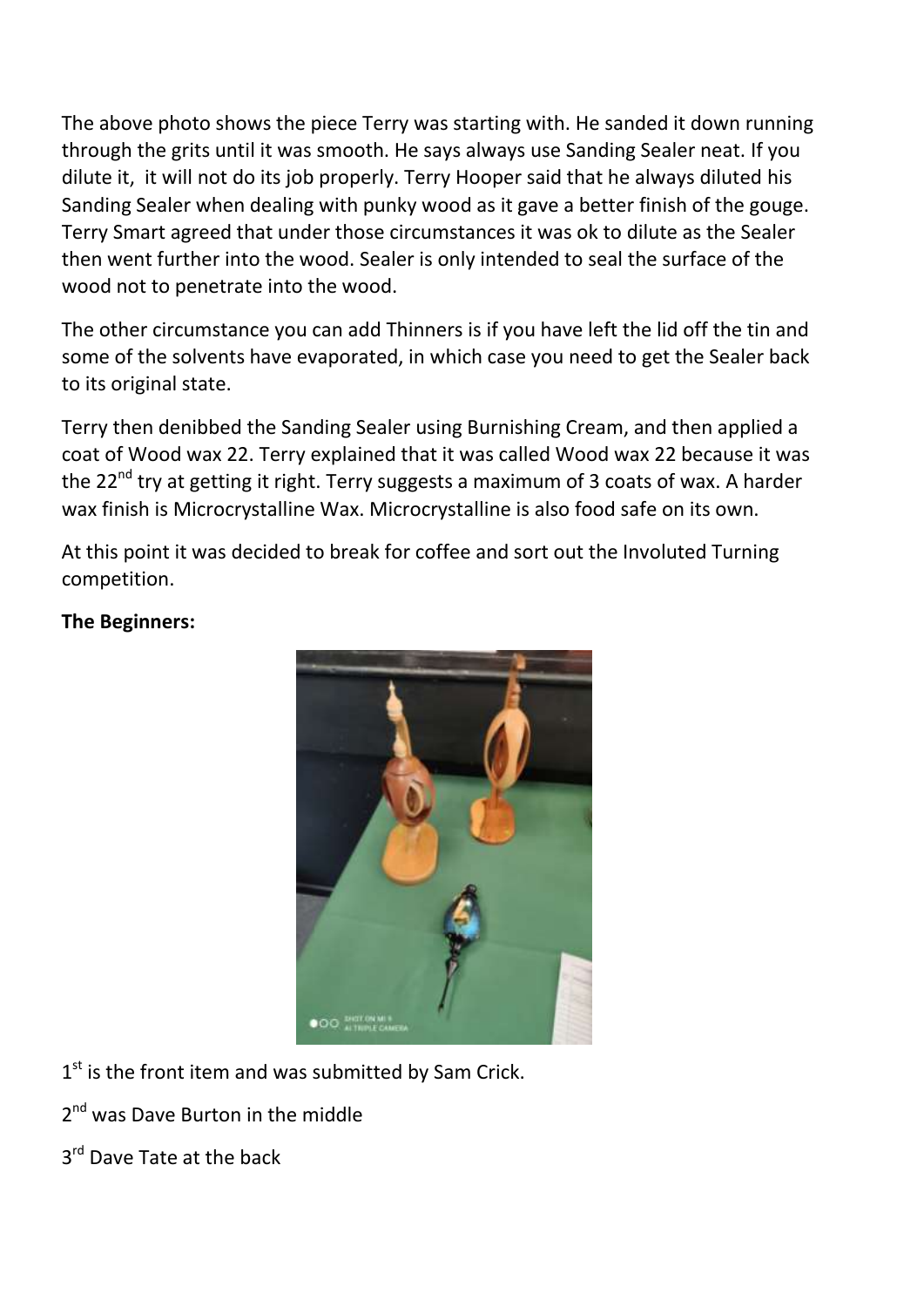The above photo shows the piece Terry was starting with. He sanded it down running through the grits until it was smooth. He says always use Sanding Sealer neat. If you dilute it,  it will not do its job properly. Terry Hooper said that he always diluted his Sanding Sealer when dealing with punky wood as it gave a better finish of the gouge. Terry Smart agreed that under those circumstances it was ok to dilute as the Sealer then went further into the wood. Sealer is only intended to seal the surface of the wood not to penetrate into the wood.

The other circumstance you can add Thinners is if you have left the lid off the tin and some of the solvents have evaporated, in which case you need to get the Sealer back to its original state.

Terry then denibbed the Sanding Sealer using Burnishing Cream, and then applied a coat of Wood wax 22. Terry explained that it was called Wood wax 22 because it was the 22nd try at getting it right. Terry suggests a maximum of 3 coats of wax. A harder wax finish is Microcrystalline Wax. Microcrystalline is also food safe on its own.

At this point it was decided to break for coffee and sort out the Involuted Turning competition.

**The Beginners:**

1st is the front item and was submitted by Sam Crick.

2nd was Dave Burton in the middle

3rd Dave Tate at the back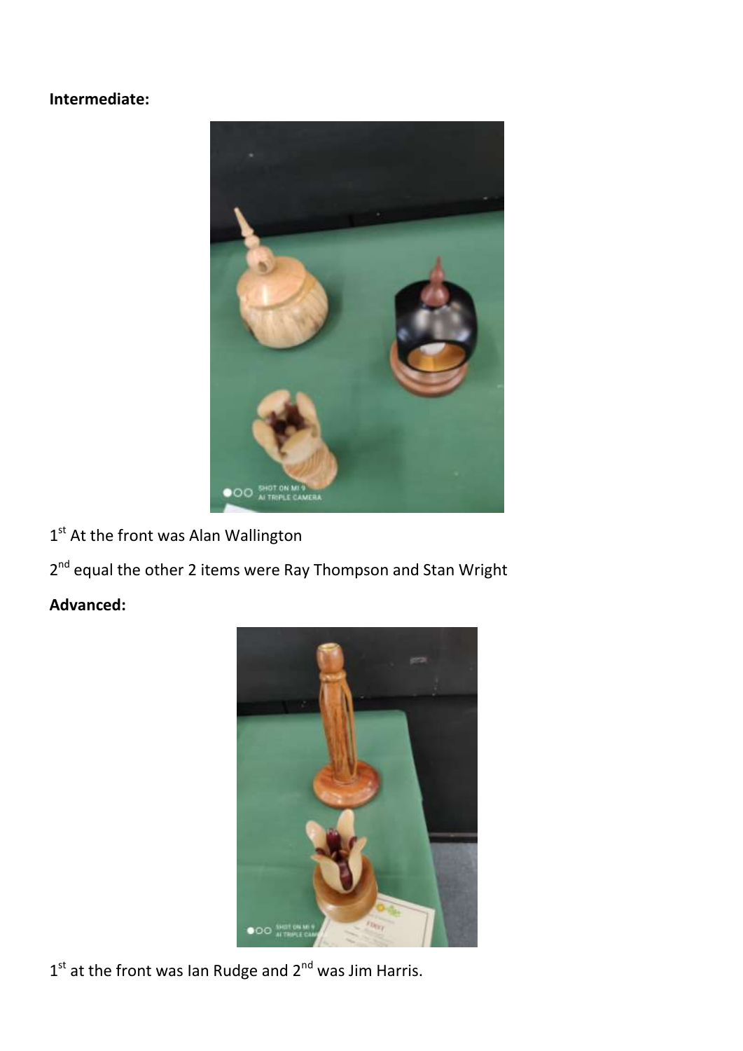**Intermediate:**

1st At the front was Alan Wallington

2nd equal the other 2 items were Ray Thompson and Stan Wright

**Advanced:**

1st at the front was Ian Rudge and 2nd was Jim Harris.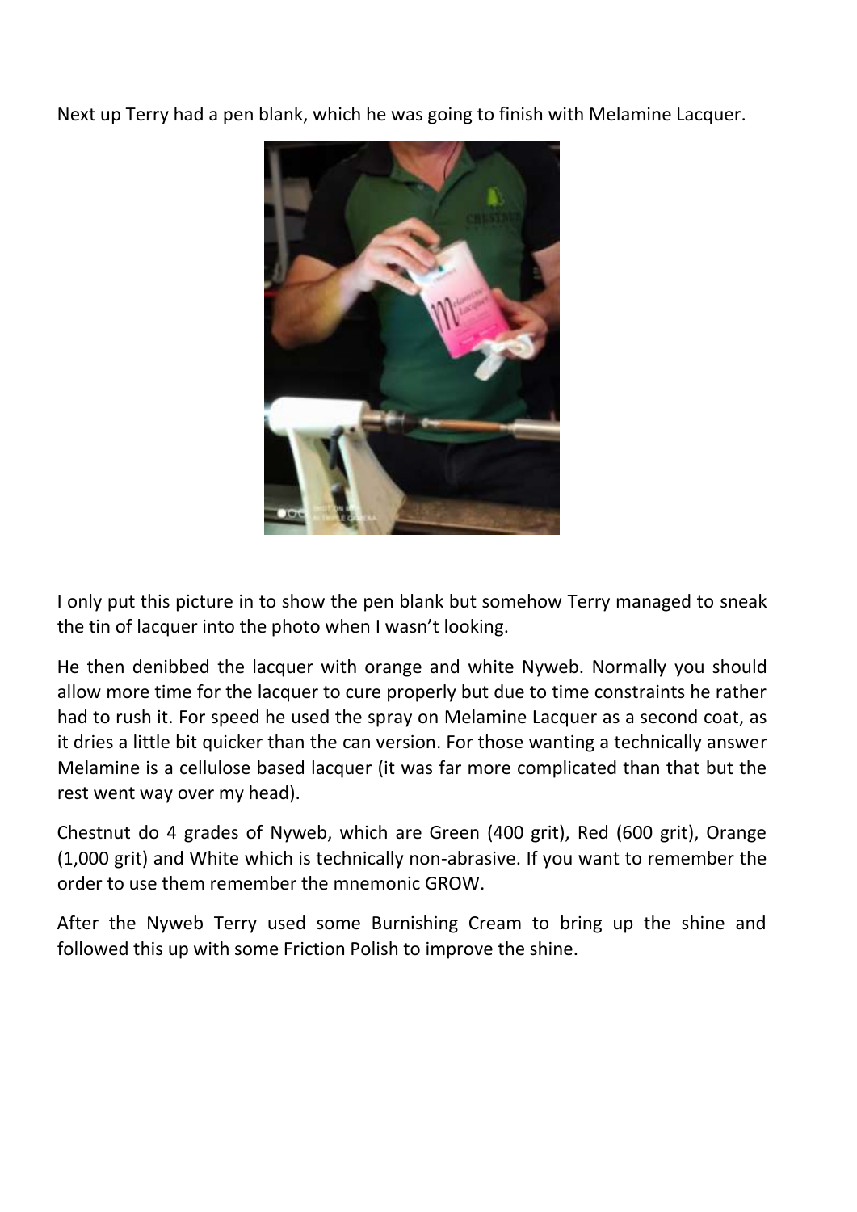Next up Terry had a pen blank, which he was going to finish with Melamine Lacquer.

I only put this picture in to show the pen blank but somehow Terry managed to sneak the tin of lacquer into the photo when I wasn't looking.

He then denibbed the lacquer with orange and white Nyweb. Normally you should allow more time for the lacquer to cure properly but due to time constraints he rather had to rush it. For speed he used the spray on Melamine Lacquer as a second coat, as it dries a little bit quicker than the can version. For those wanting a technically answer Melamine is a cellulose based lacquer (it was far more complicated than that but the rest went way over my head).

Chestnut do 4 grades of Nyweb, which are Green (400 grit), Red (600 grit), Orange (1,000 grit) and White which is technically non-abrasive. If you want to remember the order to use them remember the mnemonic GROW.

After the Nyweb Terry used some Burnishing Cream to bring up the shine and followed this up with some Friction Polish to improve the shine.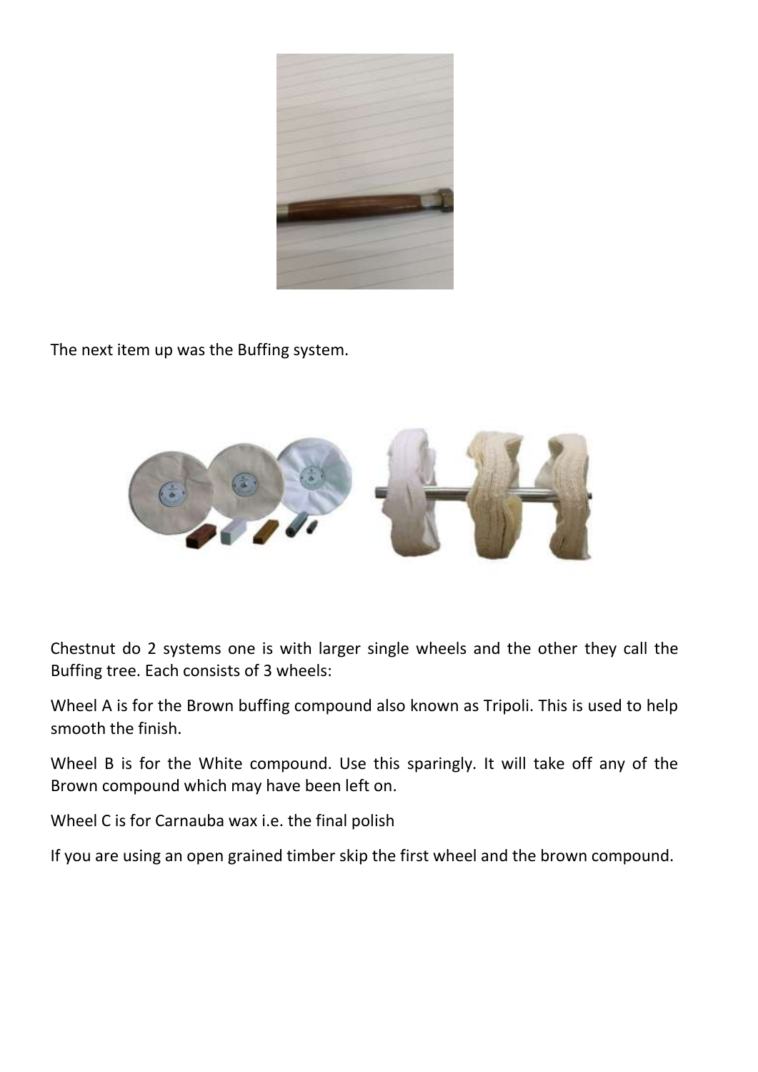The next item up was the Buffing system.

Chestnut do 2 systems one is with larger single wheels and the other they call the Buffing tree. Each consists of 3 wheels:

Wheel A is for the Brown buffing compound also known as Tripoli. This is used to help smooth the finish.

Wheel B is for the White compound. Use this sparingly. It will take off any of the Brown compound which may have been left on.

Wheel C is for Carnauba wax i.e. the final polish

If you are using an open grained timber skip the first wheel and the brown compound.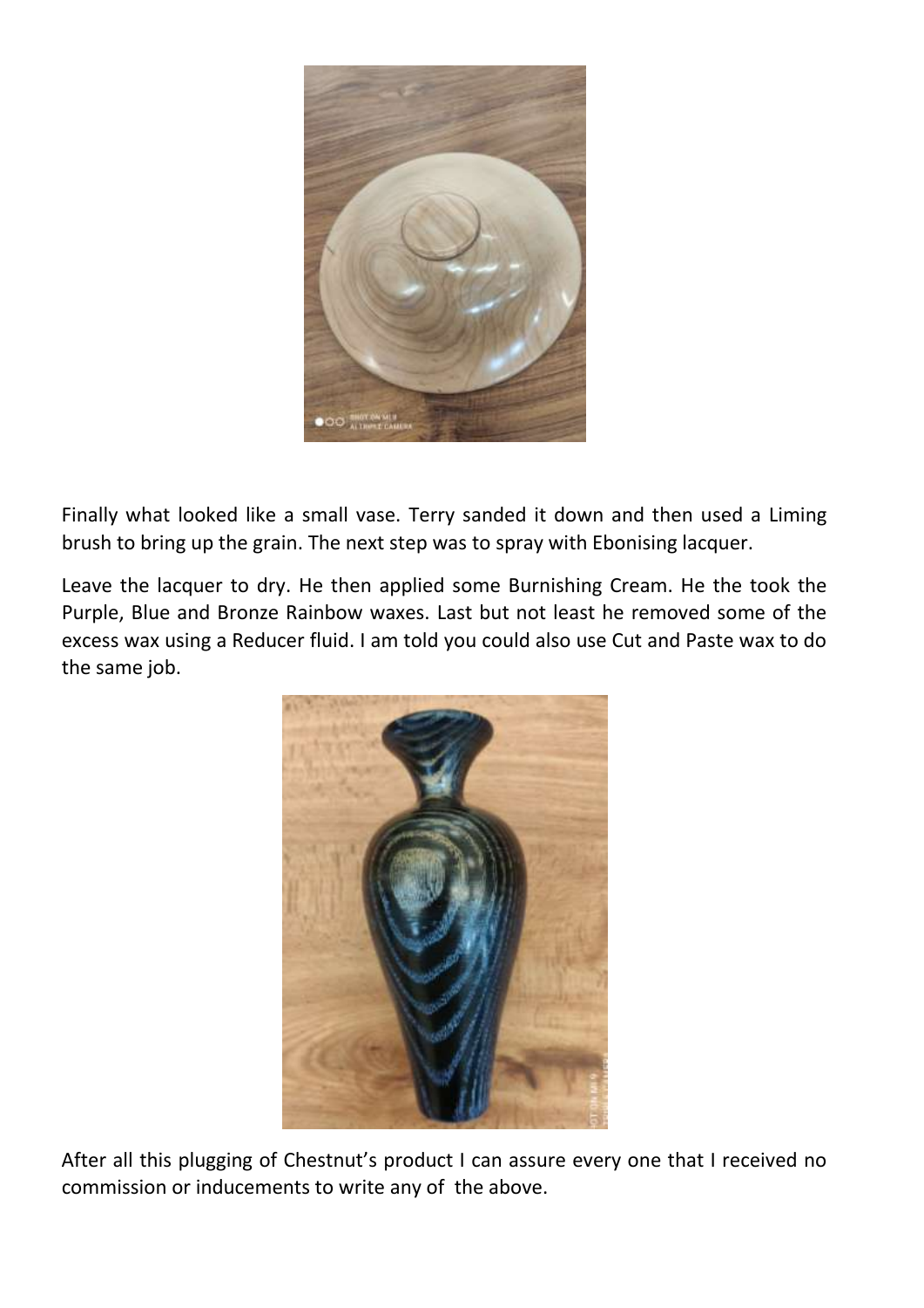Finally what looked like a small vase. Terry sanded it down and then used a Liming brush to bring up the grain. The next step was to spray with Ebonising lacquer.

Leave the lacquer to dry. He then applied some Burnishing Cream. He the took the Purple, Blue and Bronze Rainbow waxes. Last but not least he removed some of the excess wax using a Reducer fluid. I am told you could also use Cut and Paste wax to do the same job.

After all this plugging of Chestnut's product I can assure every one that I received no commission or inducements to write any of the above.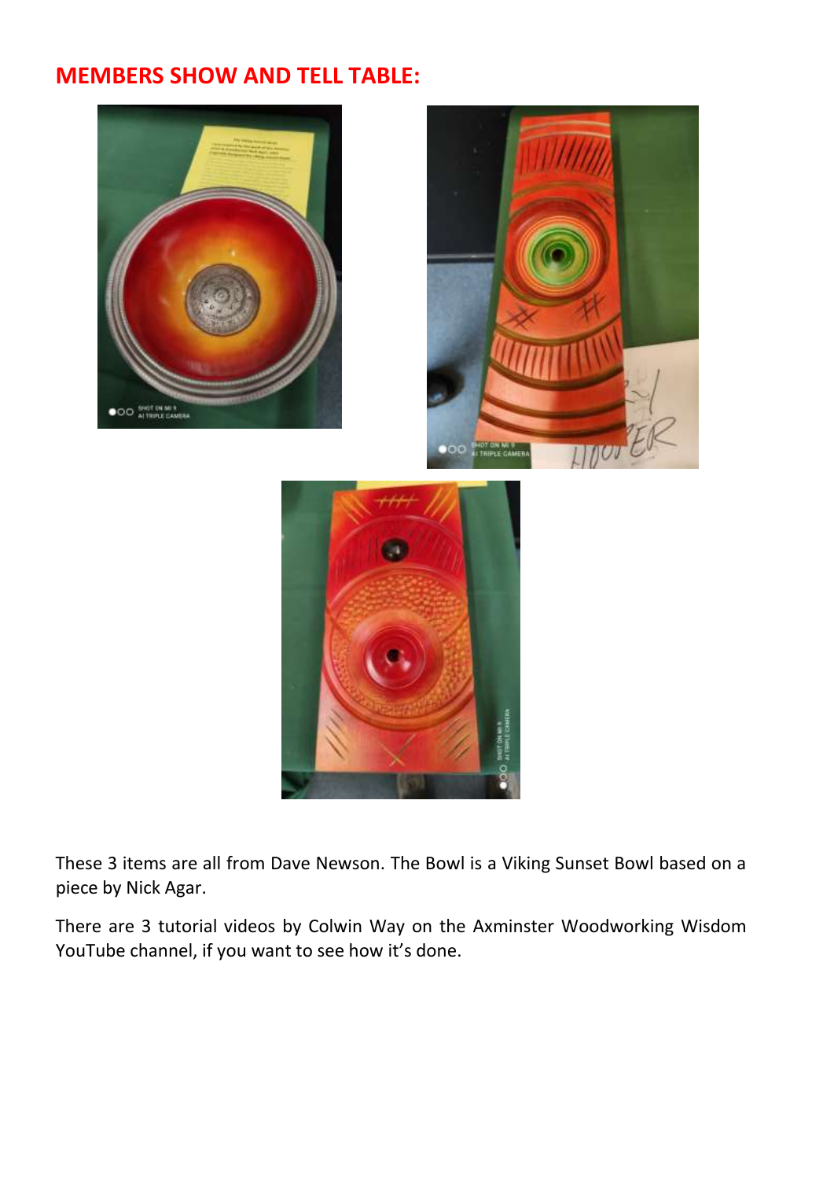## MEMBERS SHOW AND TELL TABLE:

These 3 items are all from Dave Newson. The Bowl is a Viking Sunset Bowl based on a piece by Nick Agar.

There are 3 tutorial videos by Colwin Way on the Axminster Woodworking Wisdom YouTube channel, if you want to see how it's done.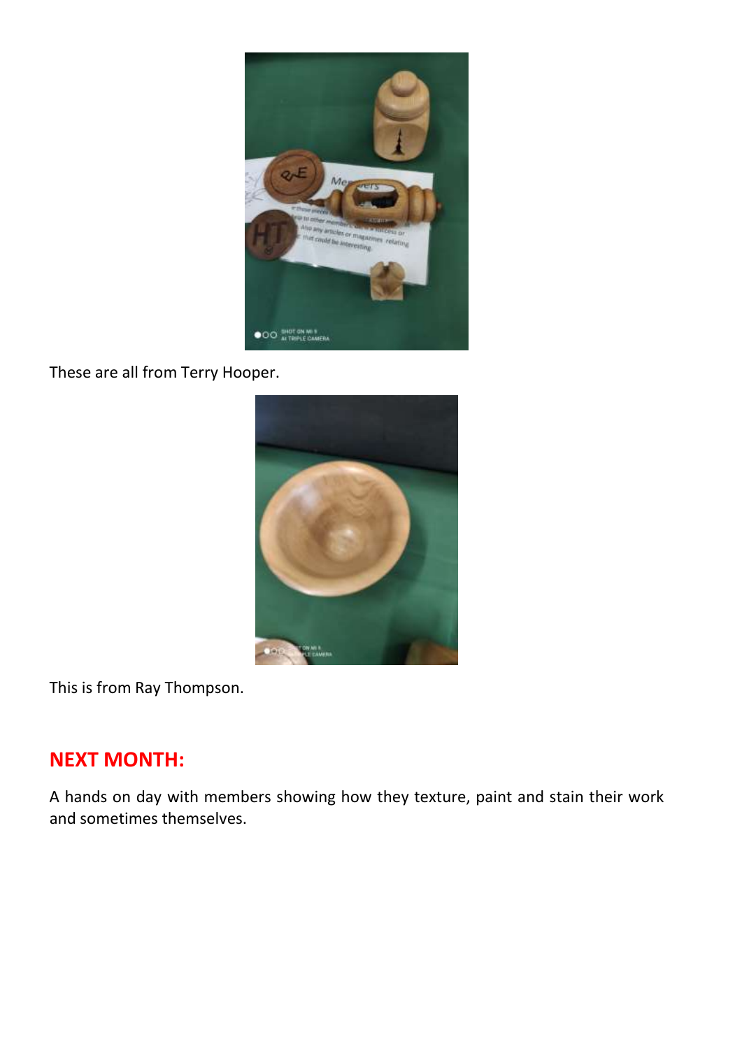These are all from Terry Hooper.

This is from Ray Thompson.

## NEXT MONTH:

A hands on day with members showing how they texture, paint and stain their work and sometimes themselves.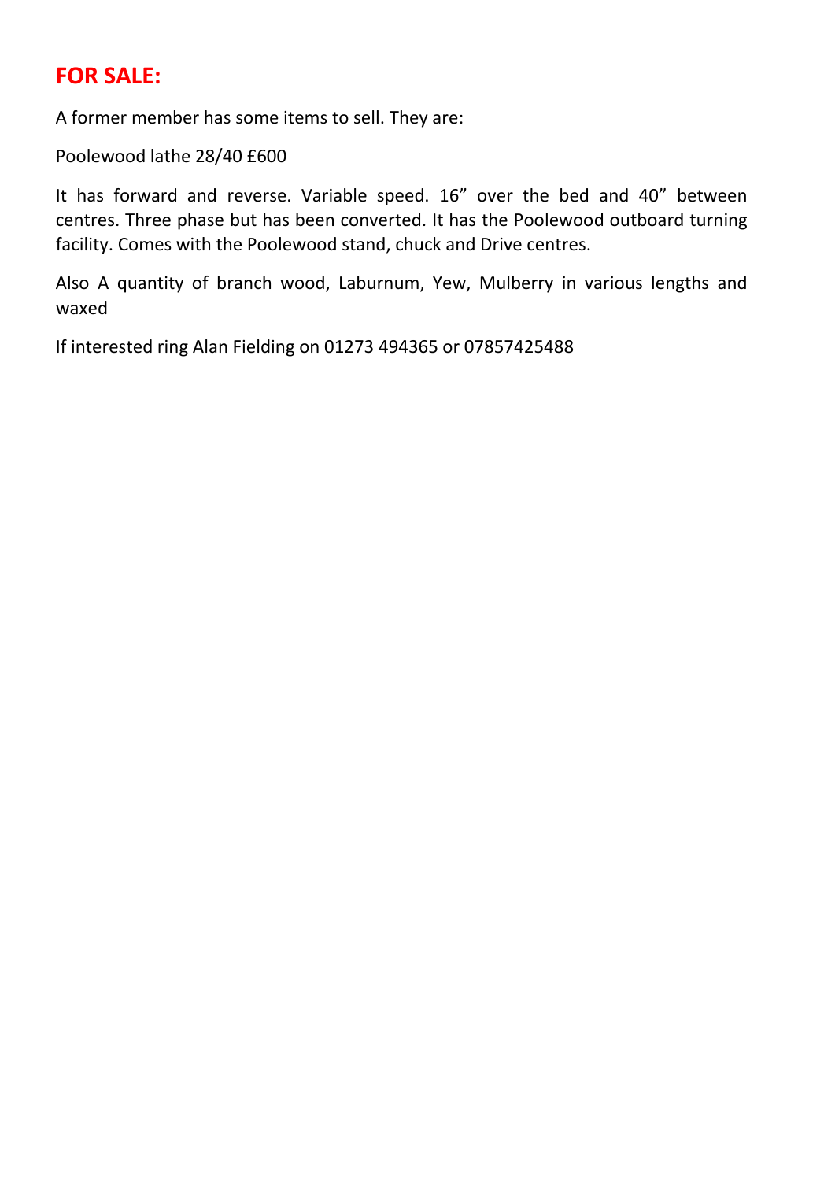## FOR SALE:

A former member has some items to sell. They are:

Poolewood lathe 28/40 £600

It has forward and reverse. Variable speed. 16” over the bed and 40” between centres. Three phase but has been converted. It has the Poolewood outboard turning facility. Comes with the Poolewood stand, chuck and Drive centres.

Also A quantity of branch wood, Laburnum, Yew, Mulberry in various lengths and waxed

If interested ring Alan Fielding on 01273 494365 or 07857425488